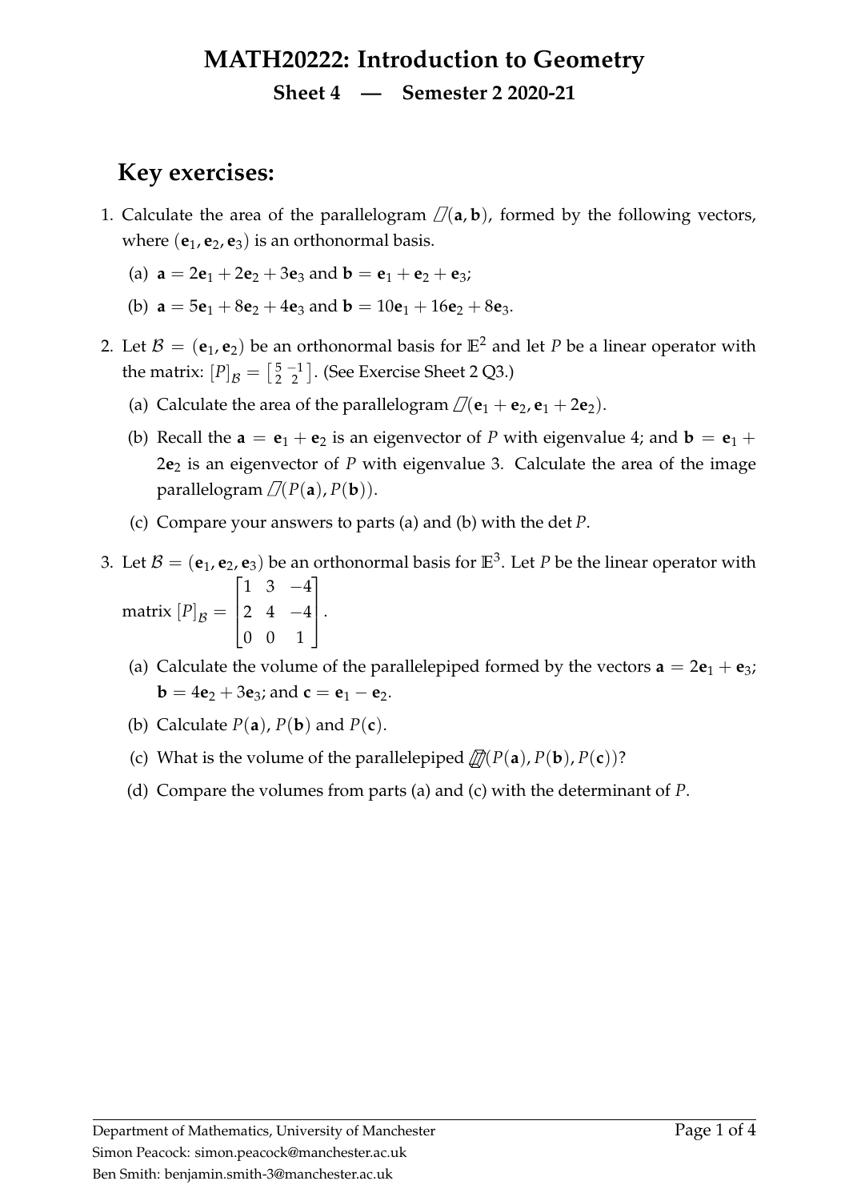# MATH20222: Introduction to Geometry

**Sheet 4 — Semester 2 2020-21**

## Key exercises:

1. Calculate the area of the parallelogram $\square(\mathbf{a}, \mathbf{b})$, formed by the following vectors, where $(\mathbf{e}_1, \mathbf{e}_2, \mathbf{e}_3)$ is an orthonormal basis.

   (a) $\mathbf{a} = 2\mathbf{e}_1 + 2\mathbf{e}_2 + 3\mathbf{e}_3$ and $\mathbf{b} = \mathbf{e}_1 + \mathbf{e}_2 + \mathbf{e}_3$;

   (b) $\mathbf{a} = 5\mathbf{e}_1 + 8\mathbf{e}_2 + 4\mathbf{e}_3$ and $\mathbf{b} = 10\mathbf{e}_1 + 16\mathbf{e}_2 + 8\mathbf{e}_3$.

2. Let $\mathcal{B} = (\mathbf{e}_1, \mathbf{e}_2)$ be an orthonormal basis for $\mathbb{E}^2$ and let $P$ be a linear operator with the matrix: $[P]_{\mathcal{B}} = \left[\begin{smallmatrix} 5 & -1 \\ 2 & 2 \end{smallmatrix}\right]$. (See Exercise Sheet 2 Q3.)

   (a) Calculate the area of the parallelogram $\square(\mathbf{e}_1 + \mathbf{e}_2, \mathbf{e}_1 + 2\mathbf{e}_2)$.

   (b) Recall the $\mathbf{a} = \mathbf{e}_1 + \mathbf{e}_2$ is an eigenvector of $P$ with eigenvalue 4; and $\mathbf{b} = \mathbf{e}_1 + 2\mathbf{e}_2$ is an eigenvector of $P$ with eigenvalue 3. Calculate the area of the image parallelogram $\square(P(\mathbf{a}), P(\mathbf{b}))$.

   (c) Compare your answers to parts (a) and (b) with the $\det P$.

3. Let $\mathcal{B} = (\mathbf{e}_1, \mathbf{e}_2, \mathbf{e}_3)$ be an orthonormal basis for $\mathbb{E}^3$. Let $P$ be the linear operator with matrix $[P]_{\mathcal{B}} = \begin{bmatrix} 1 & 3 & -4 \\ 2 & 4 & -4 \\ 0 & 0 & 1 \end{bmatrix}$.

   (a) Calculate the volume of the parallelepiped formed by the vectors $\mathbf{a} = 2\mathbf{e}_1 + \mathbf{e}_3$; $\mathbf{b} = 4\mathbf{e}_2 + 3\mathbf{e}_3$; and $\mathbf{c} = \mathbf{e}_1 - \mathbf{e}_2$.

   (b) Calculate $P(\mathbf{a})$, $P(\mathbf{b})$ and $P(\mathbf{c})$.

   (c) What is the volume of the parallelepiped $\square(P(\mathbf{a}), P(\mathbf{b}), P(\mathbf{c}))$?

   (d) Compare the volumes from parts (a) and (c) with the determinant of $P$.

Department of Mathematics, University of Manchester
Simon Peacock: simon.peacock@manchester.ac.uk
Ben Smith: benjamin.smith-3@manchester.ac.uk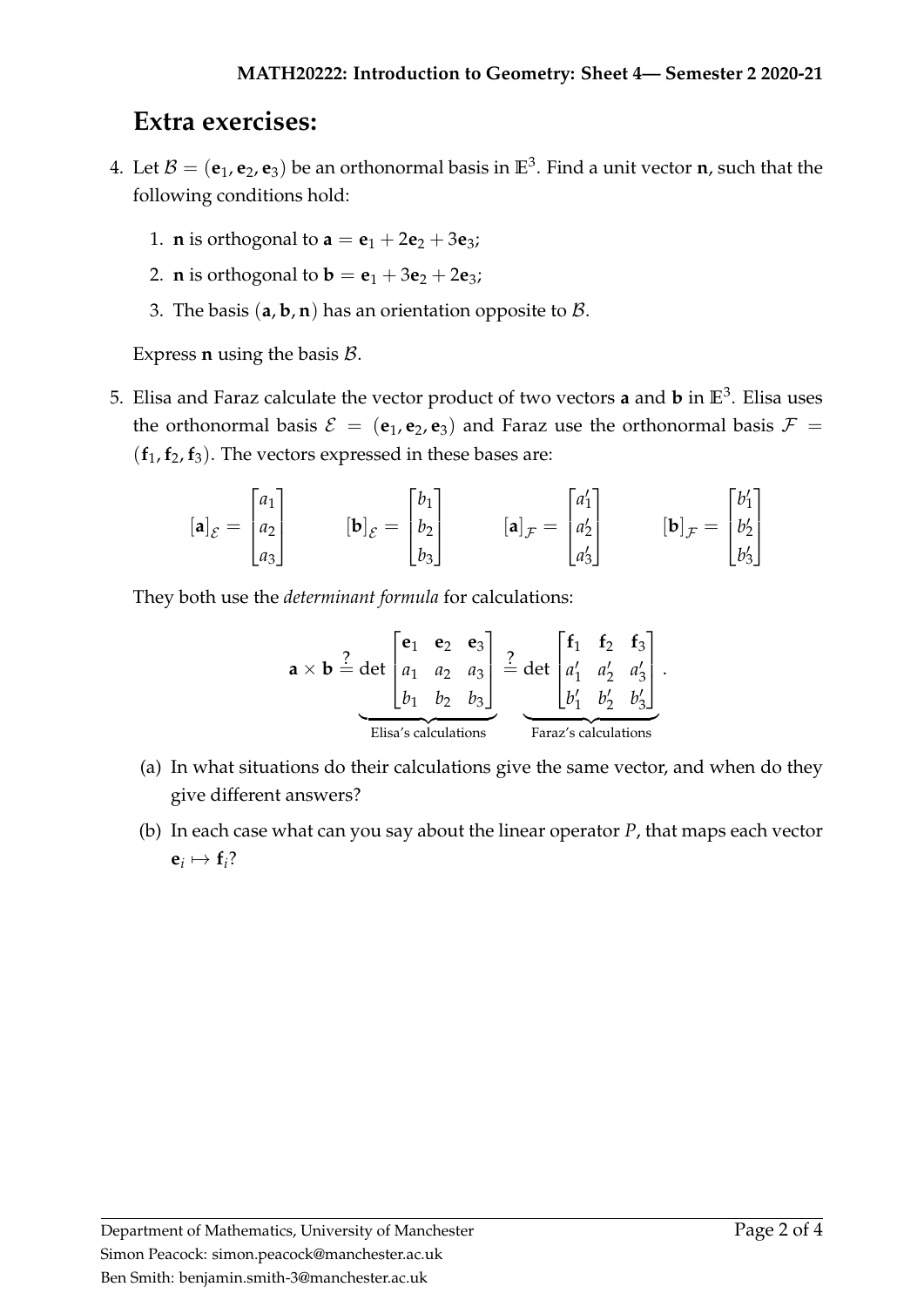## Extra exercises:

4. Let $\mathcal{B} = (\mathbf{e}_1, \mathbf{e}_2, \mathbf{e}_3)$ be an orthonormal basis in $\mathbb{E}^3$. Find a unit vector $\mathbf{n}$, such that the following conditions hold:

   1. $\mathbf{n}$ is orthogonal to $\mathbf{a} = \mathbf{e}_1 + 2\mathbf{e}_2 + 3\mathbf{e}_3$;
   2. $\mathbf{n}$ is orthogonal to $\mathbf{b} = \mathbf{e}_1 + 3\mathbf{e}_2 + 2\mathbf{e}_3$;
   3. The basis $(\mathbf{a}, \mathbf{b}, \mathbf{n})$ has an orientation opposite to $\mathcal{B}$.

   Express $\mathbf{n}$ using the basis $\mathcal{B}$.

5. Elisa and Faraz calculate the vector product of two vectors $\mathbf{a}$ and $\mathbf{b}$ in $\mathbb{E}^3$. Elisa uses the orthonormal basis $\mathcal{E} = (\mathbf{e}_1, \mathbf{e}_2, \mathbf{e}_3)$ and Faraz use the orthonormal basis $\mathcal{F} = (\mathbf{f}_1, \mathbf{f}_2, \mathbf{f}_3)$. The vectors expressed in these bases are:

$$[\mathbf{a}]_{\mathcal{E}} = \begin{bmatrix} a_1 \\ a_2 \\ a_3 \end{bmatrix} \qquad [\mathbf{b}]_{\mathcal{E}} = \begin{bmatrix} b_1 \\ b_2 \\ b_3 \end{bmatrix} \qquad [\mathbf{a}]_{\mathcal{F}} = \begin{bmatrix} a'_1 \\ a'_2 \\ a'_3 \end{bmatrix} \qquad [\mathbf{b}]_{\mathcal{F}} = \begin{bmatrix} b'_1 \\ b'_2 \\ b'_3 \end{bmatrix}$$

   They both use the *determinant formula* for calculations:

$$\mathbf{a} \times \mathbf{b} \stackrel{?}{=} \underbrace{\det \begin{bmatrix} \mathbf{e}_1 & \mathbf{e}_2 & \mathbf{e}_3 \\ a_1 & a_2 & a_3 \\ b_1 & b_2 & b_3 \end{bmatrix}}_{\text{Elisa's calculations}} \stackrel{?}{=} \underbrace{\det \begin{bmatrix} \mathbf{f}_1 & \mathbf{f}_2 & \mathbf{f}_3 \\ a'_1 & a'_2 & a'_3 \\ b'_1 & b'_2 & b'_3 \end{bmatrix}}_{\text{Faraz's calculations}}.$$

   (a) In what situations do their calculations give the same vector, and when do they give different answers?

   (b) In each case what can you say about the linear operator $P$, that maps each vector $\mathbf{e}_i \mapsto \mathbf{f}_i$?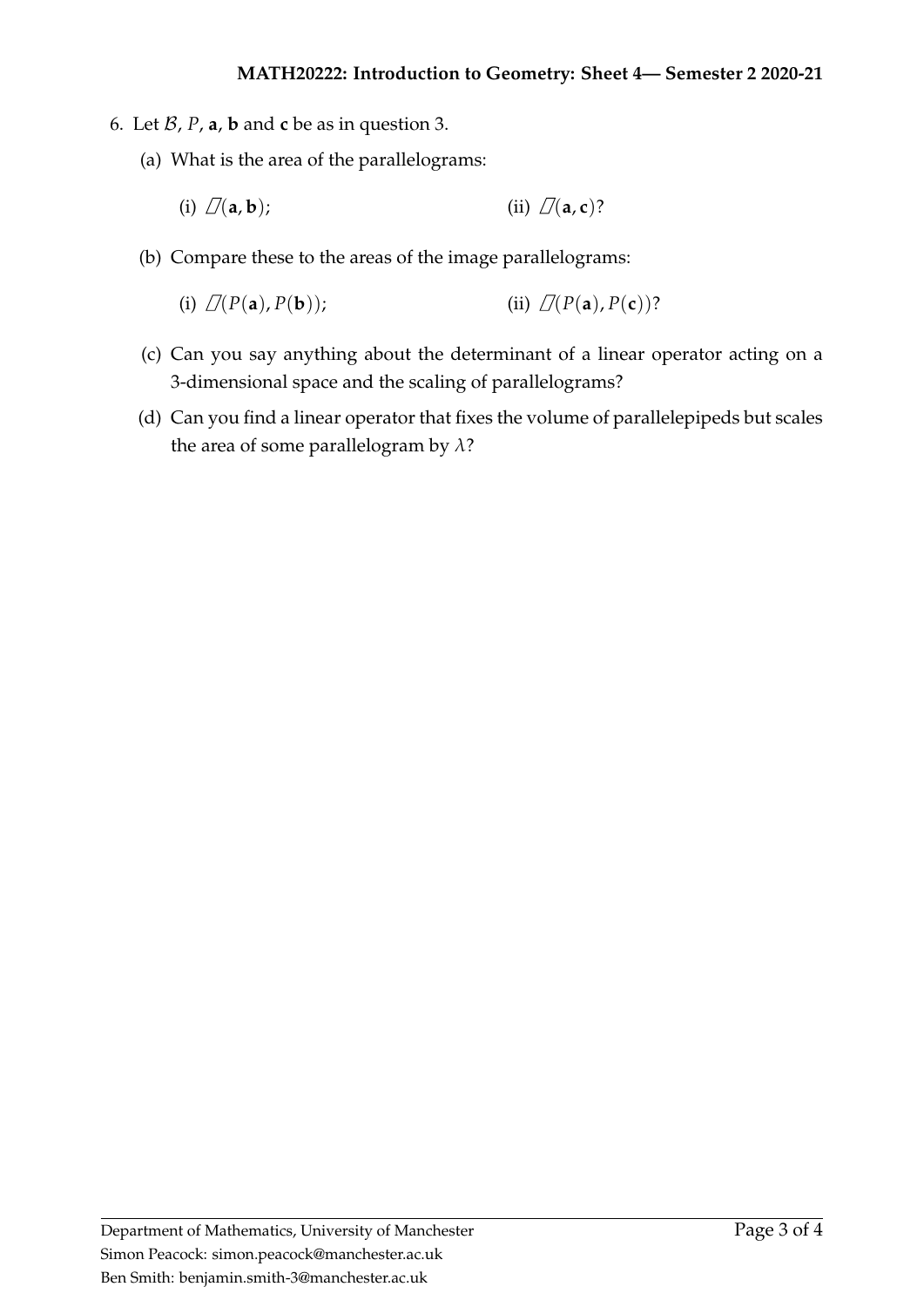6. Let $\mathcal{B}$, $P$, $\mathbf{a}$, $\mathbf{b}$ and $\mathbf{c}$ be as in question 3.

   (a) What is the area of the parallelograms:

   (i) $\varobar(\mathbf{a}, \mathbf{b})$; (ii) $\varobar(\mathbf{a}, \mathbf{c})$?

   (b) Compare these to the areas of the image parallelograms:

   (i) $\varobar(P(\mathbf{a}), P(\mathbf{b}))$; (ii) $\varobar(P(\mathbf{a}), P(\mathbf{c}))$?

   (c) Can you say anything about the determinant of a linear operator acting on a 3-dimensional space and the scaling of parallelograms?

   (d) Can you find a linear operator that fixes the volume of parallelepipeds but scales the area of some parallelogram by $\lambda$?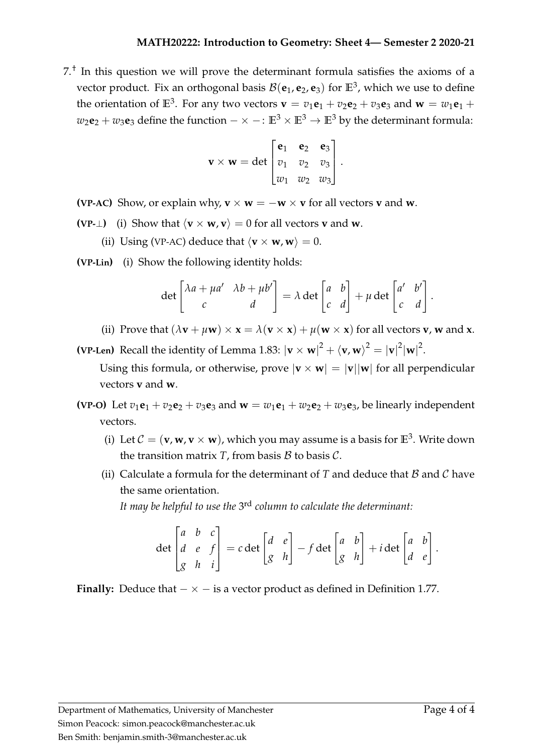7.[†] In this question we will prove the determinant formula satisfies the axioms of a vector product. Fix an orthogonal basis $\mathcal{B}(\mathbf{e}_1, \mathbf{e}_2, \mathbf{e}_3)$ for $\mathbb{E}^3$, which we use to define the orientation of $\mathbb{E}^3$. For any two vectors $\mathbf{v} = v_1\mathbf{e}_1 + v_2\mathbf{e}_2 + v_3\mathbf{e}_3$ and $\mathbf{w} = w_1\mathbf{e}_1 + w_2\mathbf{e}_2 + w_3\mathbf{e}_3$ define the function $- \times - \colon \mathbb{E}^3 \times \mathbb{E}^3 \to \mathbb{E}^3$ by the determinant formula:

$$\mathbf{v} \times \mathbf{w} = \det \begin{bmatrix} \mathbf{e}_1 & \mathbf{e}_2 & \mathbf{e}_3 \\ v_1 & v_2 & v_3 \\ w_1 & w_2 & w_3 \end{bmatrix}.$$

**(VP-AC)** Show, or explain why, $\mathbf{v} \times \mathbf{w} = -\mathbf{w} \times \mathbf{v}$ for all vectors $\mathbf{v}$ and $\mathbf{w}$.

**(VP-$\perp$)** (i) Show that $\langle \mathbf{v} \times \mathbf{w}, \mathbf{v} \rangle = 0$ for all vectors $\mathbf{v}$ and $\mathbf{w}$.

(ii) Using (VP-AC) deduce that $\langle \mathbf{v} \times \mathbf{w}, \mathbf{w} \rangle = 0$.

**(VP-Lin)** (i) Show the following identity holds:

$$\det \begin{bmatrix} \lambda a + \mu a' & \lambda b + \mu b' \\ c & d \end{bmatrix} = \lambda \det \begin{bmatrix} a & b \\ c & d \end{bmatrix} + \mu \det \begin{bmatrix} a' & b' \\ c & d \end{bmatrix}.$$

(ii) Prove that $(\lambda \mathbf{v} + \mu \mathbf{w}) \times \mathbf{x} = \lambda(\mathbf{v} \times \mathbf{x}) + \mu(\mathbf{w} \times \mathbf{x})$ for all vectors $\mathbf{v}$, $\mathbf{w}$ and $\mathbf{x}$.

**(VP-Len)** Recall the identity of Lemma 1.83: $|\mathbf{v} \times \mathbf{w}|^2 + \langle \mathbf{v}, \mathbf{w} \rangle^2 = |\mathbf{v}|^2 |\mathbf{w}|^2$.

Using this formula, or otherwise, prove $|\mathbf{v} \times \mathbf{w}| = |\mathbf{v}||\mathbf{w}|$ for all perpendicular vectors $\mathbf{v}$ and $\mathbf{w}$.

**(VP-O)** Let $v_1\mathbf{e}_1 + v_2\mathbf{e}_2 + v_3\mathbf{e}_3$ and $\mathbf{w} = w_1\mathbf{e}_1 + w_2\mathbf{e}_2 + w_3\mathbf{e}_3$, be linearly independent vectors.

(i) Let $\mathcal{C} = (\mathbf{v}, \mathbf{w}, \mathbf{v} \times \mathbf{w})$, which you may assume is a basis for $\mathbb{E}^3$. Write down the transition matrix $T$, from basis $\mathcal{B}$ to basis $\mathcal{C}$.

(ii) Calculate a formula for the determinant of $T$ and deduce that $\mathcal{B}$ and $\mathcal{C}$ have the same orientation.

*It may be helpful to use the* 3rd *column to calculate the determinant:*

$$\det \begin{bmatrix} a & b & c \\ d & e & f \\ g & h & i \end{bmatrix} = c \det \begin{bmatrix} d & e \\ g & h \end{bmatrix} - f \det \begin{bmatrix} a & b \\ g & h \end{bmatrix} + i \det \begin{bmatrix} a & b \\ d & e \end{bmatrix}.$$

**Finally:** Deduce that $- \times -$ is a vector product as defined in Definition 1.77.